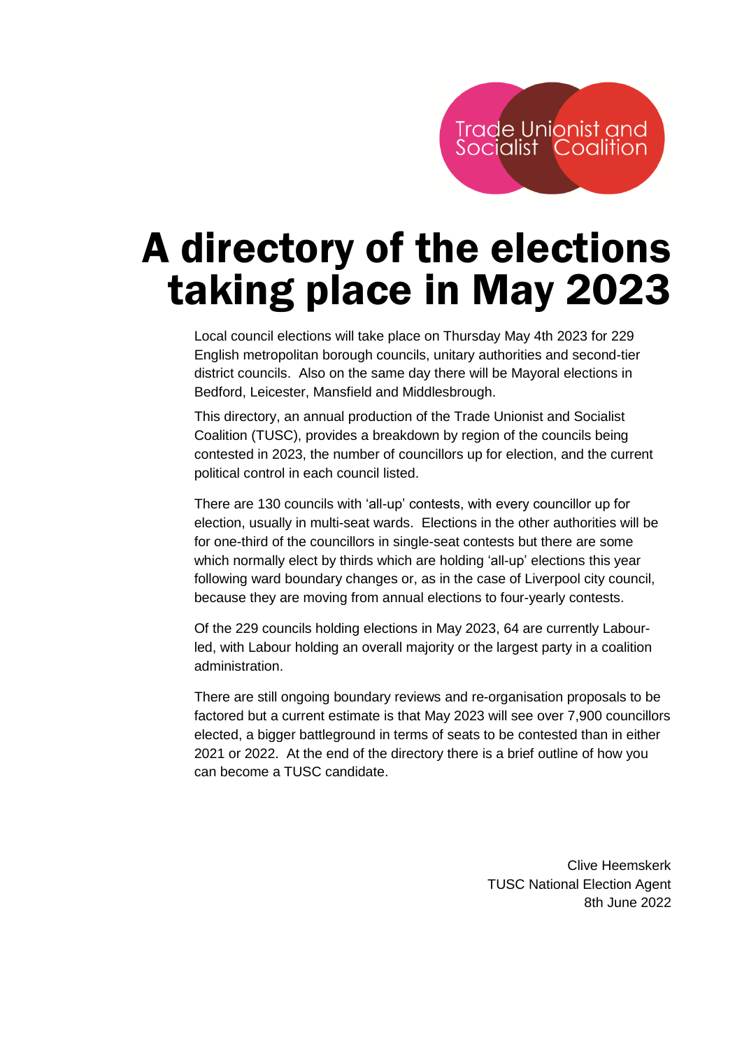Trade Unionist and Socialist Coalition

# A directory of the elections taking place in May 2023

Local council elections will take place on Thursday May 4th 2023 for 229 English metropolitan borough councils, unitary authorities and second-tier district councils. Also on the same day there will be Mayoral elections in Bedford, Leicester, Mansfield and Middlesbrough.

This directory, an annual production of the Trade Unionist and Socialist Coalition (TUSC), provides a breakdown by region of the councils being contested in 2023, the number of councillors up for election, and the current political control in each council listed.

There are 130 councils with 'all-up' contests, with every councillor up for election, usually in multi-seat wards. Elections in the other authorities will be for one-third of the councillors in single-seat contests but there are some which normally elect by thirds which are holding 'all-up' elections this year following ward boundary changes or, as in the case of Liverpool city council, because they are moving from annual elections to four-yearly contests.

Of the 229 councils holding elections in May 2023, 64 are currently Labour-led, with Labour holding an overall majority or the largest party in a coalition administration.

There are still ongoing boundary reviews and re-organisation proposals to be factored but a current estimate is that May 2023 will see over 7,900 councillors elected, a bigger battleground in terms of seats to be contested than in either 2021 or 2022. At the end of the directory there is a brief outline of how you can become a TUSC candidate.

Clive Heemskerk
TUSC National Election Agent
8th June 2022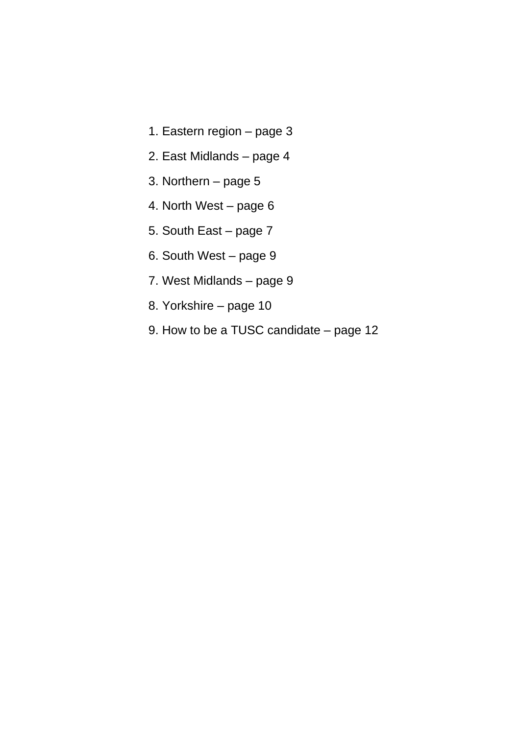1. Eastern region – page 3
2. East Midlands – page 4
3. Northern – page 5
4. North West – page 6
5. South East – page 7
6. South West – page 9
7. West Midlands – page 9
8. Yorkshire – page 10
9. How to be a TUSC candidate – page 12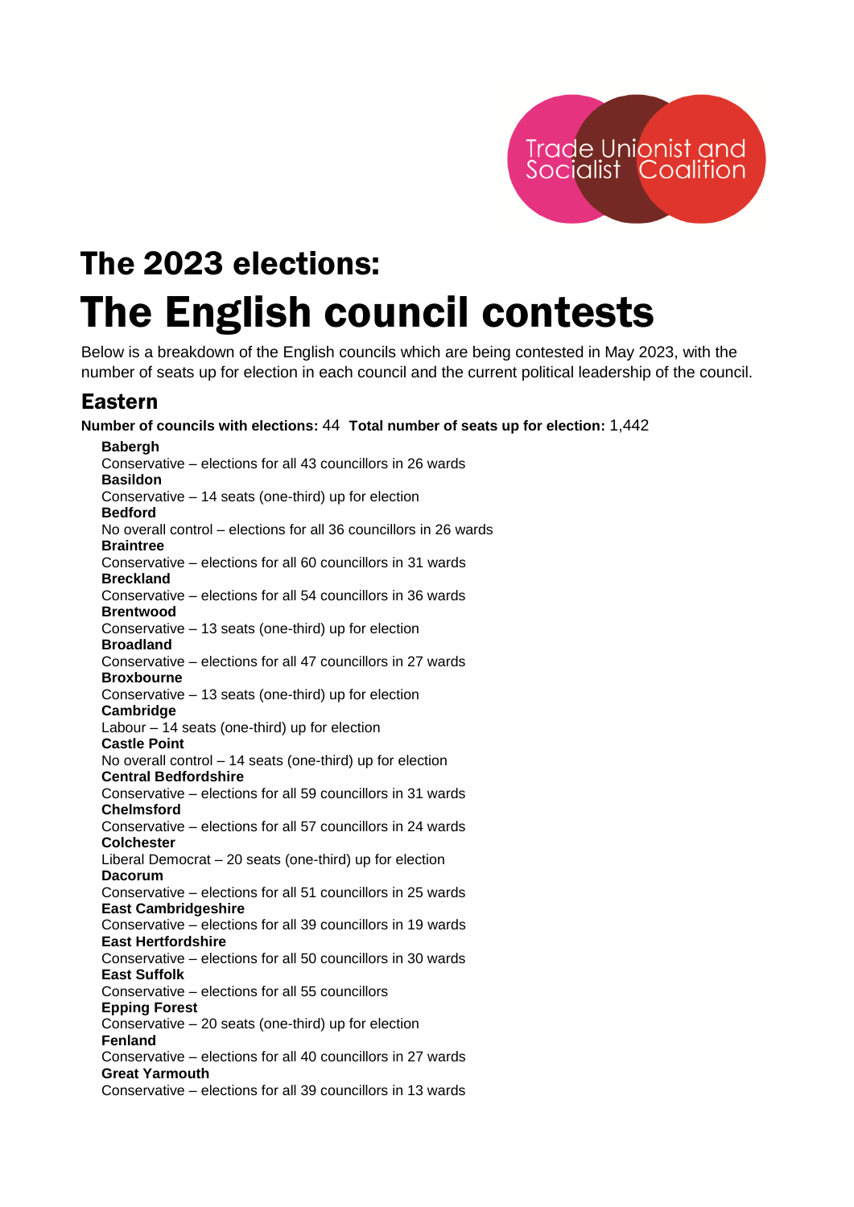# The 2023 elections:
# The English council contests

Below is a breakdown of the English councils which are being contested in May 2023, with the number of seats up for election in each council and the current political leadership of the council.

## Eastern

**Number of councils with elections:** 44 **Total number of seats up for election:** 1,442

**Babergh**
Conservative – elections for all 43 councillors in 26 wards

**Basildon**
Conservative – 14 seats (one-third) up for election

**Bedford**
No overall control – elections for all 36 councillors in 26 wards

**Braintree**
Conservative – elections for all 60 councillors in 31 wards

**Breckland**
Conservative – elections for all 54 councillors in 36 wards

**Brentwood**
Conservative – 13 seats (one-third) up for election

**Broadland**
Conservative – elections for all 47 councillors in 27 wards

**Broxbourne**
Conservative – 13 seats (one-third) up for election

**Cambridge**
Labour – 14 seats (one-third) up for election

**Castle Point**
No overall control – 14 seats (one-third) up for election

**Central Bedfordshire**
Conservative – elections for all 59 councillors in 31 wards

**Chelmsford**
Conservative – elections for all 57 councillors in 24 wards

**Colchester**
Liberal Democrat – 20 seats (one-third) up for election

**Dacorum**
Conservative – elections for all 51 councillors in 25 wards

**East Cambridgeshire**
Conservative – elections for all 39 councillors in 19 wards

**East Hertfordshire**
Conservative – elections for all 50 councillors in 30 wards

**East Suffolk**
Conservative – elections for all 55 councillors

**Epping Forest**
Conservative – 20 seats (one-third) up for election

**Fenland**
Conservative – elections for all 40 councillors in 27 wards

**Great Yarmouth**
Conservative – elections for all 39 councillors in 13 wards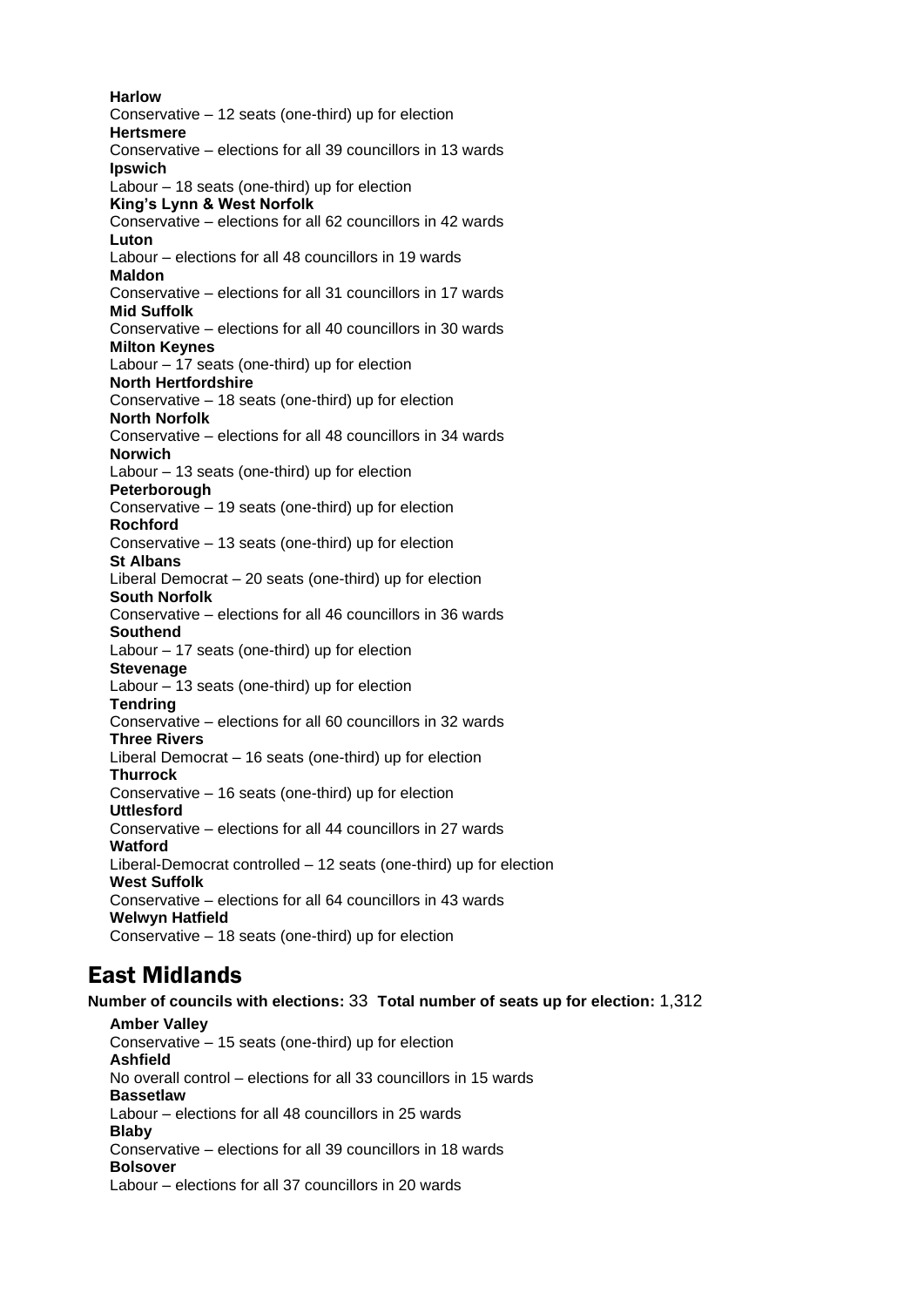**Harlow**
Conservative – 12 seats (one-third) up for election
**Hertsmere**
Conservative – elections for all 39 councillors in 13 wards
**Ipswich**
Labour – 18 seats (one-third) up for election
**King's Lynn & West Norfolk**
Conservative – elections for all 62 councillors in 42 wards
**Luton**
Labour – elections for all 48 councillors in 19 wards
**Maldon**
Conservative – elections for all 31 councillors in 17 wards
**Mid Suffolk**
Conservative – elections for all 40 councillors in 30 wards
**Milton Keynes**
Labour – 17 seats (one-third) up for election
**North Hertfordshire**
Conservative – 18 seats (one-third) up for election
**North Norfolk**
Conservative – elections for all 48 councillors in 34 wards
**Norwich**
Labour – 13 seats (one-third) up for election
**Peterborough**
Conservative – 19 seats (one-third) up for election
**Rochford**
Conservative – 13 seats (one-third) up for election
**St Albans**
Liberal Democrat – 20 seats (one-third) up for election
**South Norfolk**
Conservative – elections for all 46 councillors in 36 wards
**Southend**
Labour – 17 seats (one-third) up for election
**Stevenage**
Labour – 13 seats (one-third) up for election
**Tendring**
Conservative – elections for all 60 councillors in 32 wards
**Three Rivers**
Liberal Democrat – 16 seats (one-third) up for election
**Thurrock**
Conservative – 16 seats (one-third) up for election
**Uttlesford**
Conservative – elections for all 44 councillors in 27 wards
**Watford**
Liberal-Democrat controlled – 12 seats (one-third) up for election
**West Suffolk**
Conservative – elections for all 64 councillors in 43 wards
**Welwyn Hatfield**
Conservative – 18 seats (one-third) up for election

## East Midlands

**Number of councils with elections:** 33 **Total number of seats up for election:** 1,312

**Amber Valley**
Conservative – 15 seats (one-third) up for election
**Ashfield**
No overall control – elections for all 33 councillors in 15 wards
**Bassetlaw**
Labour – elections for all 48 councillors in 25 wards
**Blaby**
Conservative – elections for all 39 councillors in 18 wards
**Bolsover**
Labour – elections for all 37 councillors in 20 wards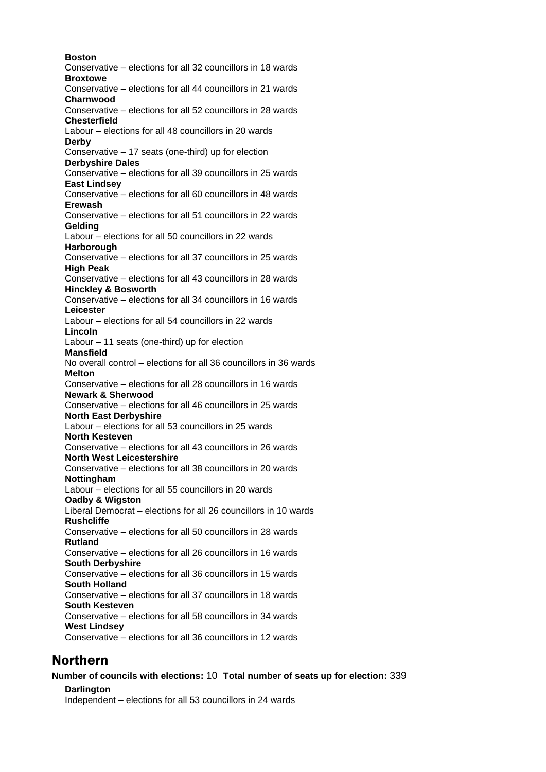**Boston**
Conservative – elections for all 32 councillors in 18 wards
**Broxtowe**
Conservative – elections for all 44 councillors in 21 wards
**Charnwood**
Conservative – elections for all 52 councillors in 28 wards
**Chesterfield**
Labour – elections for all 48 councillors in 20 wards
**Derby**
Conservative – 17 seats (one-third) up for election
**Derbyshire Dales**
Conservative – elections for all 39 councillors in 25 wards
**East Lindsey**
Conservative – elections for all 60 councillors in 48 wards
**Erewash**
Conservative – elections for all 51 councillors in 22 wards
**Gelding**
Labour – elections for all 50 councillors in 22 wards
**Harborough**
Conservative – elections for all 37 councillors in 25 wards
**High Peak**
Conservative – elections for all 43 councillors in 28 wards
**Hinckley & Bosworth**
Conservative – elections for all 34 councillors in 16 wards
**Leicester**
Labour – elections for all 54 councillors in 22 wards
**Lincoln**
Labour – 11 seats (one-third) up for election
**Mansfield**
No overall control – elections for all 36 councillors in 36 wards
**Melton**
Conservative – elections for all 28 councillors in 16 wards
**Newark & Sherwood**
Conservative – elections for all 46 councillors in 25 wards
**North East Derbyshire**
Labour – elections for all 53 councillors in 25 wards
**North Kesteven**
Conservative – elections for all 43 councillors in 26 wards
**North West Leicestershire**
Conservative – elections for all 38 councillors in 20 wards
**Nottingham**
Labour – elections for all 55 councillors in 20 wards
**Oadby & Wigston**
Liberal Democrat – elections for all 26 councillors in 10 wards
**Rushcliffe**
Conservative – elections for all 50 councillors in 28 wards
**Rutland**
Conservative – elections for all 26 councillors in 16 wards
**South Derbyshire**
Conservative – elections for all 36 councillors in 15 wards
**South Holland**
Conservative – elections for all 37 councillors in 18 wards
**South Kesteven**
Conservative – elections for all 58 councillors in 34 wards
**West Lindsey**
Conservative – elections for all 36 councillors in 12 wards

## Northern

**Number of councils with elections:** 10 **Total number of seats up for election:** 339

**Darlington**
Independent – elections for all 53 councillors in 24 wards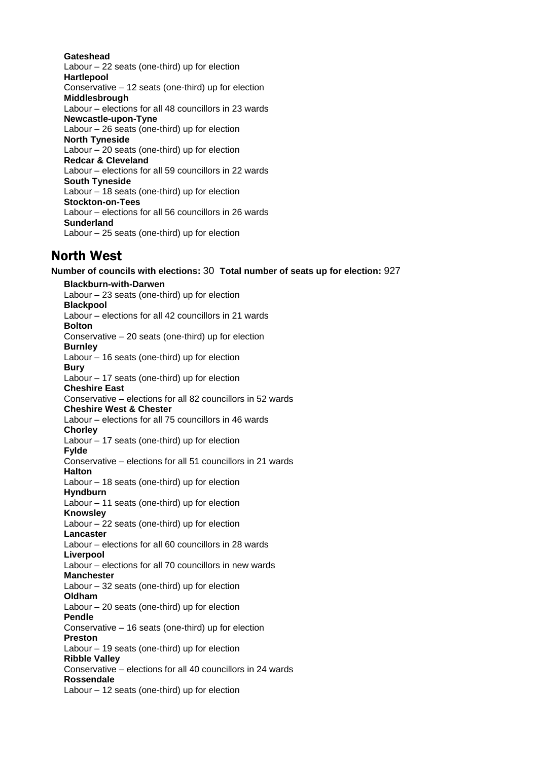**Gateshead**
Labour – 22 seats (one-third) up for election
**Hartlepool**
Conservative – 12 seats (one-third) up for election
**Middlesbrough**
Labour – elections for all 48 councillors in 23 wards
**Newcastle-upon-Tyne**
Labour – 26 seats (one-third) up for election
**North Tyneside**
Labour – 20 seats (one-third) up for election
**Redcar & Cleveland**
Labour – elections for all 59 councillors in 22 wards
**South Tyneside**
Labour – 18 seats (one-third) up for election
**Stockton-on-Tees**
Labour – elections for all 56 councillors in 26 wards
**Sunderland**
Labour – 25 seats (one-third) up for election

## North West

**Number of councils with elections:** 30 **Total number of seats up for election:** 927

**Blackburn-with-Darwen**
Labour – 23 seats (one-third) up for election
**Blackpool**
Labour – elections for all 42 councillors in 21 wards
**Bolton**
Conservative – 20 seats (one-third) up for election
**Burnley**
Labour – 16 seats (one-third) up for election
**Bury**
Labour – 17 seats (one-third) up for election
**Cheshire East**
Conservative – elections for all 82 councillors in 52 wards
**Cheshire West & Chester**
Labour – elections for all 75 councillors in 46 wards
**Chorley**
Labour – 17 seats (one-third) up for election
**Fylde**
Conservative – elections for all 51 councillors in 21 wards
**Halton**
Labour – 18 seats (one-third) up for election
**Hyndburn**
Labour – 11 seats (one-third) up for election
**Knowsley**
Labour – 22 seats (one-third) up for election
**Lancaster**
Labour – elections for all 60 councillors in 28 wards
**Liverpool**
Labour – elections for all 70 councillors in new wards
**Manchester**
Labour – 32 seats (one-third) up for election
**Oldham**
Labour – 20 seats (one-third) up for election
**Pendle**
Conservative – 16 seats (one-third) up for election
**Preston**
Labour – 19 seats (one-third) up for election
**Ribble Valley**
Conservative – elections for all 40 councillors in 24 wards
**Rossendale**
Labour – 12 seats (one-third) up for election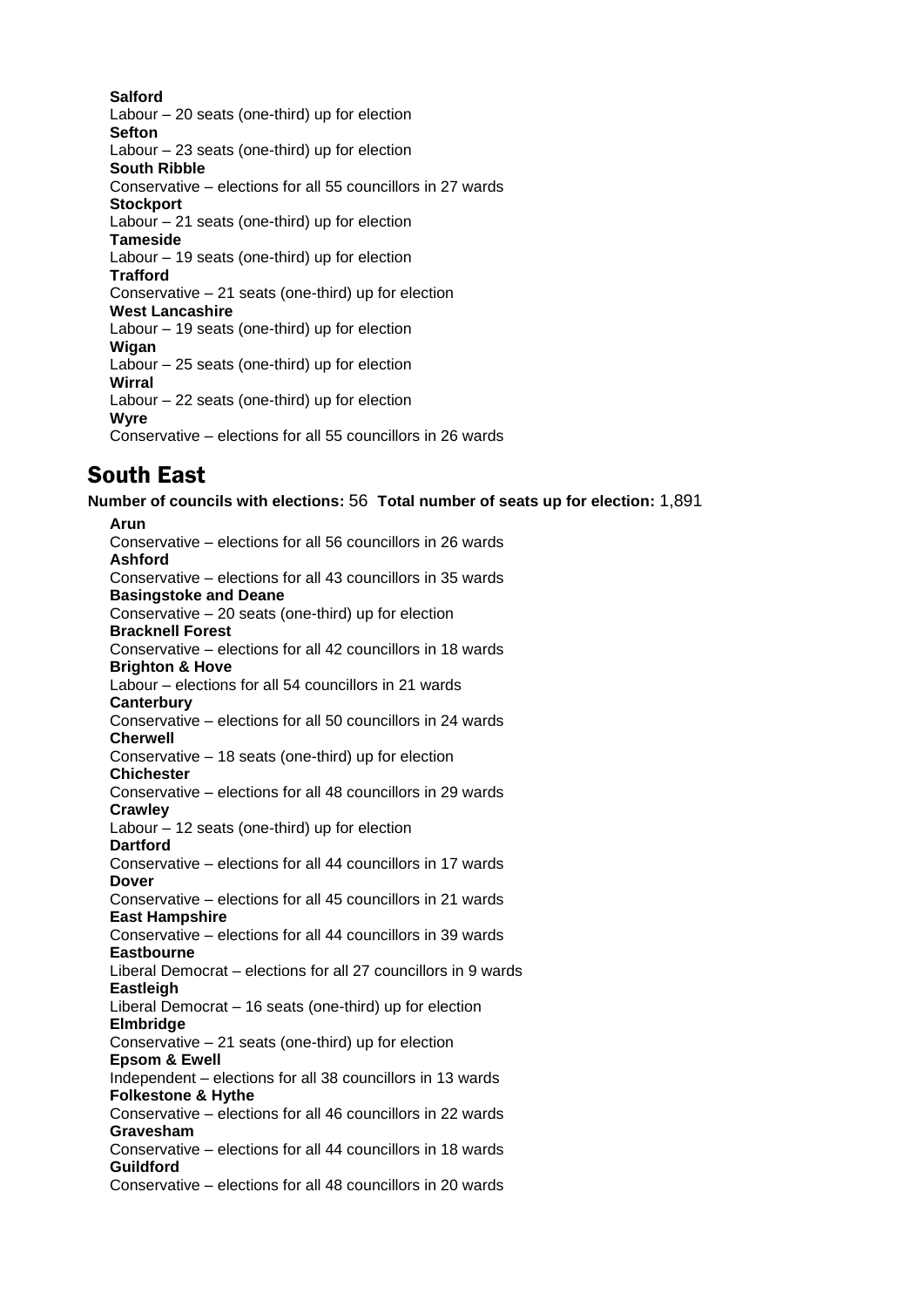**Salford**
Labour – 20 seats (one-third) up for election
**Sefton**
Labour – 23 seats (one-third) up for election
**South Ribble**
Conservative – elections for all 55 councillors in 27 wards
**Stockport**
Labour – 21 seats (one-third) up for election
**Tameside**
Labour – 19 seats (one-third) up for election
**Trafford**
Conservative – 21 seats (one-third) up for election
**West Lancashire**
Labour – 19 seats (one-third) up for election
**Wigan**
Labour – 25 seats (one-third) up for election
**Wirral**
Labour – 22 seats (one-third) up for election
**Wyre**
Conservative – elections for all 55 councillors in 26 wards

## South East

**Number of councils with elections:** 56 **Total number of seats up for election:** 1,891

**Arun**
Conservative – elections for all 56 councillors in 26 wards
**Ashford**
Conservative – elections for all 43 councillors in 35 wards
**Basingstoke and Deane**
Conservative – 20 seats (one-third) up for election
**Bracknell Forest**
Conservative – elections for all 42 councillors in 18 wards
**Brighton & Hove**
Labour – elections for all 54 councillors in 21 wards
**Canterbury**
Conservative – elections for all 50 councillors in 24 wards
**Cherwell**
Conservative – 18 seats (one-third) up for election
**Chichester**
Conservative – elections for all 48 councillors in 29 wards
**Crawley**
Labour – 12 seats (one-third) up for election
**Dartford**
Conservative – elections for all 44 councillors in 17 wards
**Dover**
Conservative – elections for all 45 councillors in 21 wards
**East Hampshire**
Conservative – elections for all 44 councillors in 39 wards
**Eastbourne**
Liberal Democrat – elections for all 27 councillors in 9 wards
**Eastleigh**
Liberal Democrat – 16 seats (one-third) up for election
**Elmbridge**
Conservative – 21 seats (one-third) up for election
**Epsom & Ewell**
Independent – elections for all 38 councillors in 13 wards
**Folkestone & Hythe**
Conservative – elections for all 46 councillors in 22 wards
**Gravesham**
Conservative – elections for all 44 councillors in 18 wards
**Guildford**
Conservative – elections for all 48 councillors in 20 wards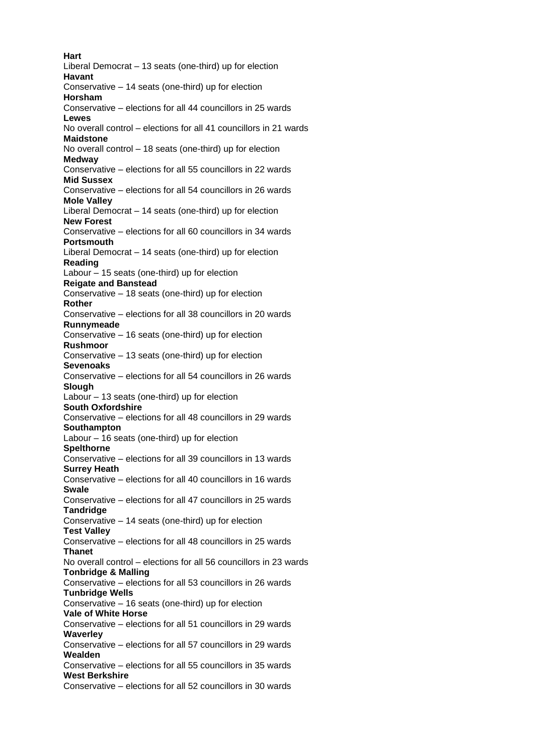**Hart**
Liberal Democrat – 13 seats (one-third) up for election
**Havant**
Conservative – 14 seats (one-third) up for election
**Horsham**
Conservative – elections for all 44 councillors in 25 wards
**Lewes**
No overall control – elections for all 41 councillors in 21 wards
**Maidstone**
No overall control – 18 seats (one-third) up for election
**Medway**
Conservative – elections for all 55 councillors in 22 wards
**Mid Sussex**
Conservative – elections for all 54 councillors in 26 wards
**Mole Valley**
Liberal Democrat – 14 seats (one-third) up for election
**New Forest**
Conservative – elections for all 60 councillors in 34 wards
**Portsmouth**
Liberal Democrat – 14 seats (one-third) up for election
**Reading**
Labour – 15 seats (one-third) up for election
**Reigate and Banstead**
Conservative – 18 seats (one-third) up for election
**Rother**
Conservative – elections for all 38 councillors in 20 wards
**Runnymeade**
Conservative – 16 seats (one-third) up for election
**Rushmoor**
Conservative – 13 seats (one-third) up for election
**Sevenoaks**
Conservative – elections for all 54 councillors in 26 wards
**Slough**
Labour – 13 seats (one-third) up for election
**South Oxfordshire**
Conservative – elections for all 48 councillors in 29 wards
**Southampton**
Labour – 16 seats (one-third) up for election
**Spelthorne**
Conservative – elections for all 39 councillors in 13 wards
**Surrey Heath**
Conservative – elections for all 40 councillors in 16 wards
**Swale**
Conservative – elections for all 47 councillors in 25 wards
**Tandridge**
Conservative – 14 seats (one-third) up for election
**Test Valley**
Conservative – elections for all 48 councillors in 25 wards
**Thanet**
No overall control – elections for all 56 councillors in 23 wards
**Tonbridge & Malling**
Conservative – elections for all 53 councillors in 26 wards
**Tunbridge Wells**
Conservative – 16 seats (one-third) up for election
**Vale of White Horse**
Conservative – elections for all 51 councillors in 29 wards
**Waverley**
Conservative – elections for all 57 councillors in 29 wards
**Wealden**
Conservative – elections for all 55 councillors in 35 wards
**West Berkshire**
Conservative – elections for all 52 councillors in 30 wards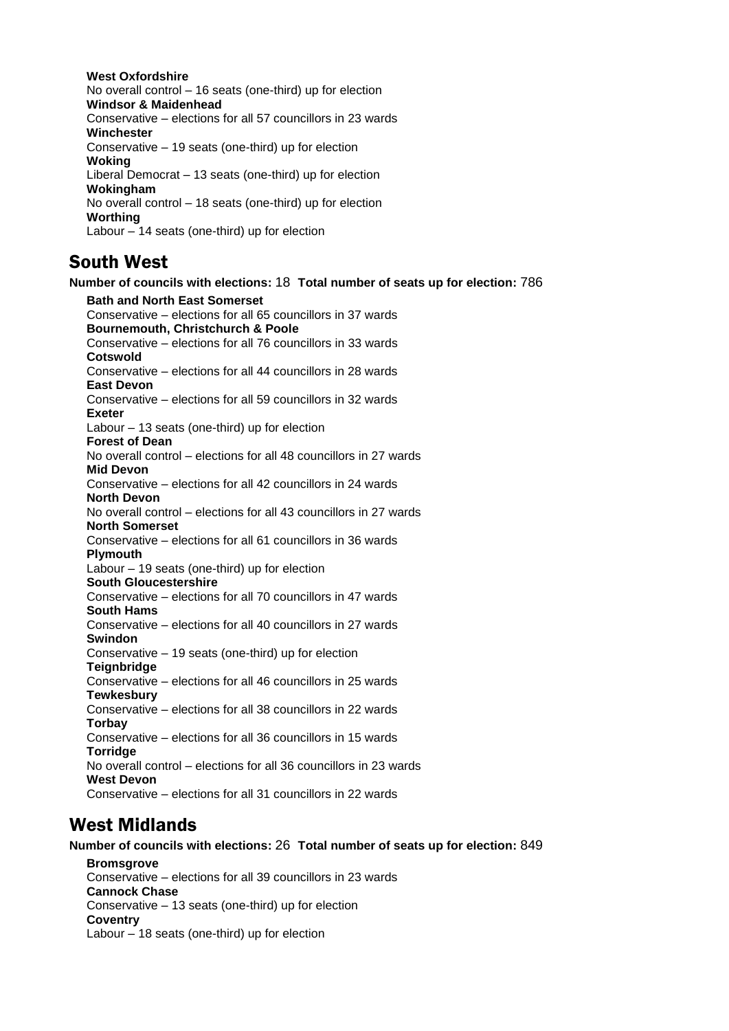**West Oxfordshire**
No overall control – 16 seats (one-third) up for election
**Windsor & Maidenhead**
Conservative – elections for all 57 councillors in 23 wards
**Winchester**
Conservative – 19 seats (one-third) up for election
**Woking**
Liberal Democrat – 13 seats (one-third) up for election
**Wokingham**
No overall control – 18 seats (one-third) up for election
**Worthing**
Labour – 14 seats (one-third) up for election

## South West

**Number of councils with elections:** 18 **Total number of seats up for election:** 786

**Bath and North East Somerset**
Conservative – elections for all 65 councillors in 37 wards
**Bournemouth, Christchurch & Poole**
Conservative – elections for all 76 councillors in 33 wards
**Cotswold**
Conservative – elections for all 44 councillors in 28 wards
**East Devon**
Conservative – elections for all 59 councillors in 32 wards
**Exeter**
Labour – 13 seats (one-third) up for election
**Forest of Dean**
No overall control – elections for all 48 councillors in 27 wards
**Mid Devon**
Conservative – elections for all 42 councillors in 24 wards
**North Devon**
No overall control – elections for all 43 councillors in 27 wards
**North Somerset**
Conservative – elections for all 61 councillors in 36 wards
**Plymouth**
Labour – 19 seats (one-third) up for election
**South Gloucestershire**
Conservative – elections for all 70 councillors in 47 wards
**South Hams**
Conservative – elections for all 40 councillors in 27 wards
**Swindon**
Conservative – 19 seats (one-third) up for election
**Teignbridge**
Conservative – elections for all 46 councillors in 25 wards
**Tewkesbury**
Conservative – elections for all 38 councillors in 22 wards
**Torbay**
Conservative – elections for all 36 councillors in 15 wards
**Torridge**
No overall control – elections for all 36 councillors in 23 wards
**West Devon**
Conservative – elections for all 31 councillors in 22 wards

## West Midlands

**Number of councils with elections:** 26 **Total number of seats up for election:** 849

**Bromsgrove**
Conservative – elections for all 39 councillors in 23 wards
**Cannock Chase**
Conservative – 13 seats (one-third) up for election
**Coventry**
Labour – 18 seats (one-third) up for election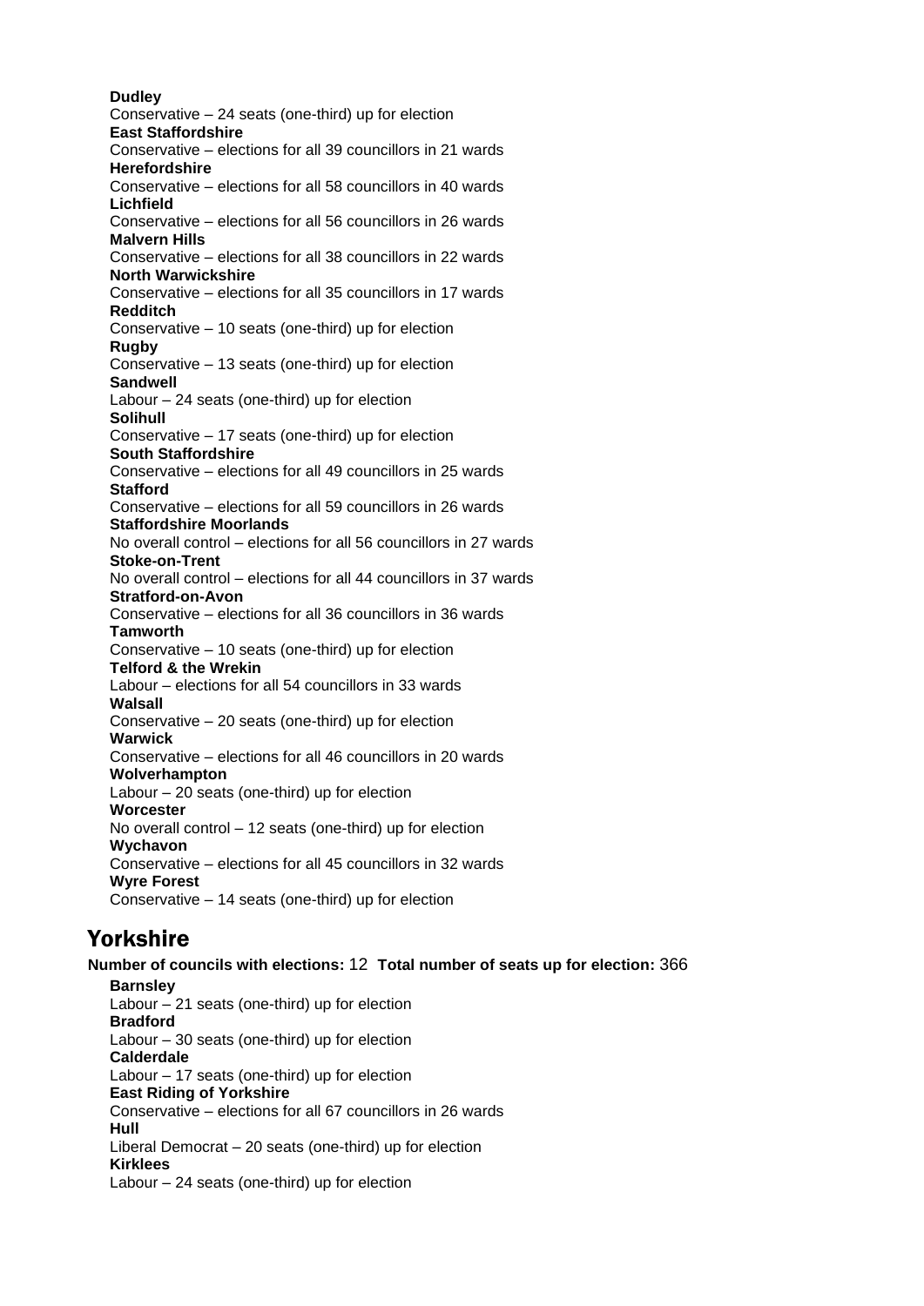**Dudley**
Conservative – 24 seats (one-third) up for election
**East Staffordshire**
Conservative – elections for all 39 councillors in 21 wards
**Herefordshire**
Conservative – elections for all 58 councillors in 40 wards
**Lichfield**
Conservative – elections for all 56 councillors in 26 wards
**Malvern Hills**
Conservative – elections for all 38 councillors in 22 wards
**North Warwickshire**
Conservative – elections for all 35 councillors in 17 wards
**Redditch**
Conservative – 10 seats (one-third) up for election
**Rugby**
Conservative – 13 seats (one-third) up for election
**Sandwell**
Labour – 24 seats (one-third) up for election
**Solihull**
Conservative – 17 seats (one-third) up for election
**South Staffordshire**
Conservative – elections for all 49 councillors in 25 wards
**Stafford**
Conservative – elections for all 59 councillors in 26 wards
**Staffordshire Moorlands**
No overall control – elections for all 56 councillors in 27 wards
**Stoke-on-Trent**
No overall control – elections for all 44 councillors in 37 wards
**Stratford-on-Avon**
Conservative – elections for all 36 councillors in 36 wards
**Tamworth**
Conservative – 10 seats (one-third) up for election
**Telford & the Wrekin**
Labour – elections for all 54 councillors in 33 wards
**Walsall**
Conservative – 20 seats (one-third) up for election
**Warwick**
Conservative – elections for all 46 councillors in 20 wards
**Wolverhampton**
Labour – 20 seats (one-third) up for election
**Worcester**
No overall control – 12 seats (one-third) up for election
**Wychavon**
Conservative – elections for all 45 councillors in 32 wards
**Wyre Forest**
Conservative – 14 seats (one-third) up for election

## Yorkshire

**Number of councils with elections:** 12 **Total number of seats up for election:** 366

**Barnsley**
Labour – 21 seats (one-third) up for election
**Bradford**
Labour – 30 seats (one-third) up for election
**Calderdale**
Labour – 17 seats (one-third) up for election
**East Riding of Yorkshire**
Conservative – elections for all 67 councillors in 26 wards
**Hull**
Liberal Democrat – 20 seats (one-third) up for election
**Kirklees**
Labour – 24 seats (one-third) up for election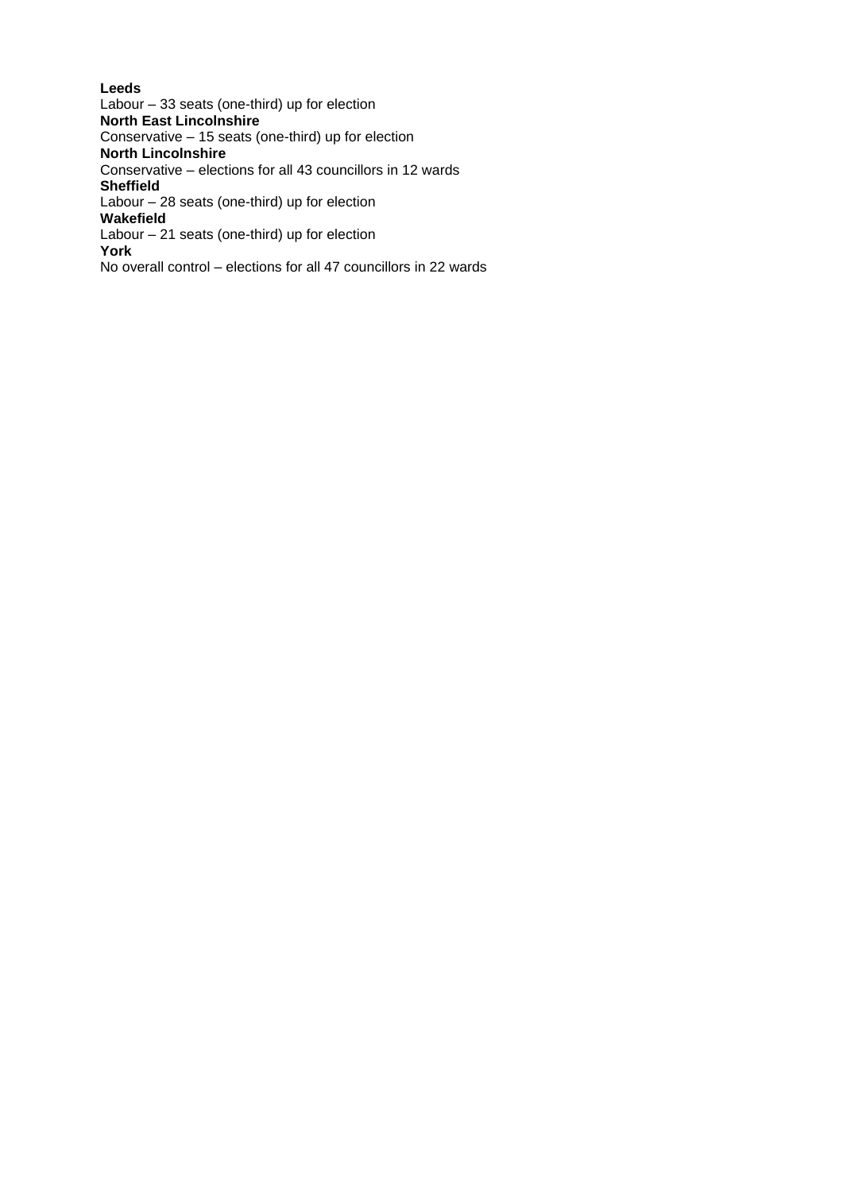**Leeds**
Labour – 33 seats (one-third) up for election
**North East Lincolnshire**
Conservative – 15 seats (one-third) up for election
**North Lincolnshire**
Conservative – elections for all 43 councillors in 12 wards
**Sheffield**
Labour – 28 seats (one-third) up for election
**Wakefield**
Labour – 21 seats (one-third) up for election
**York**
No overall control – elections for all 47 councillors in 22 wards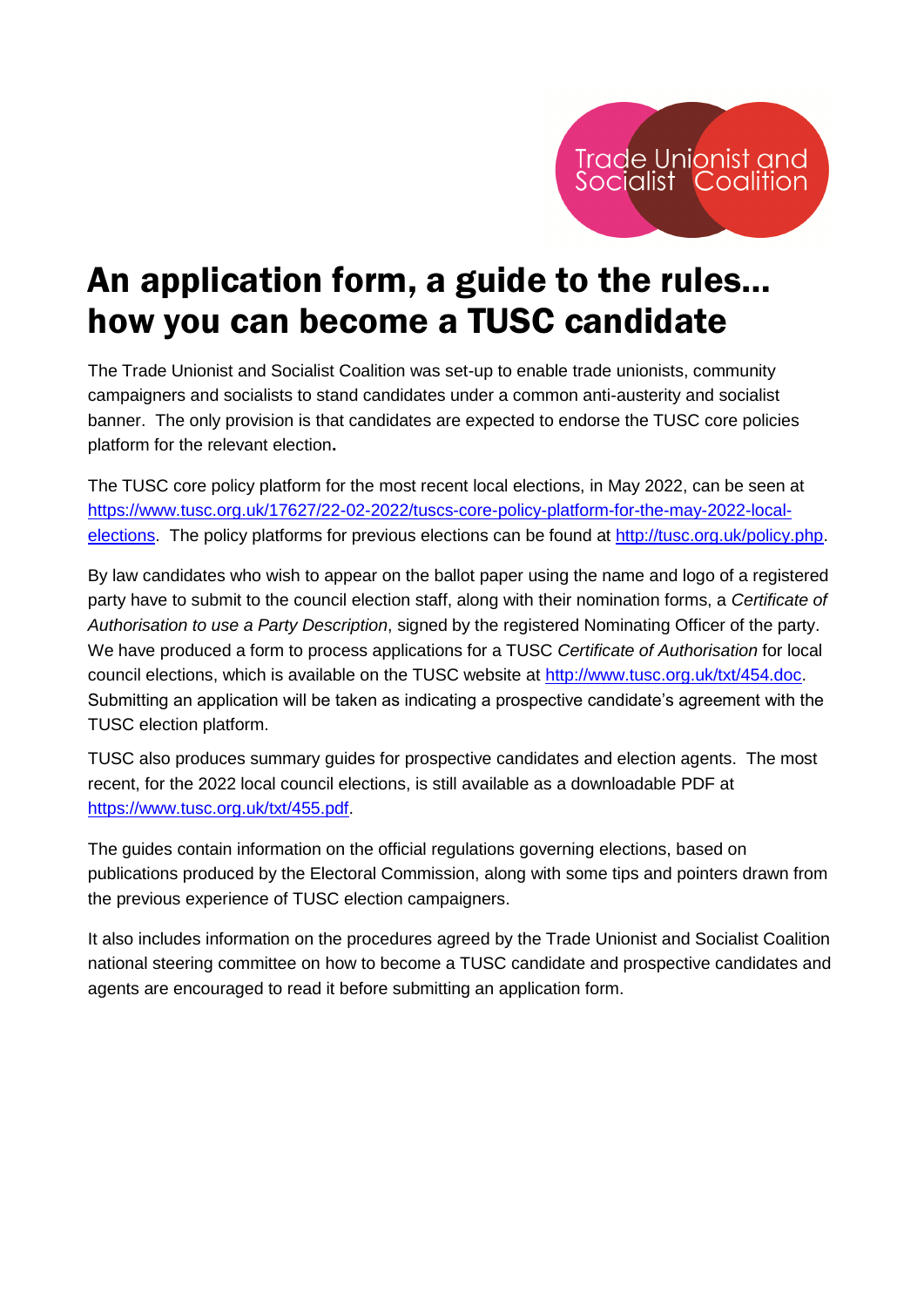Trade Unionist and Socialist Coalition

# An application form, a guide to the rules... how you can become a TUSC candidate

The Trade Unionist and Socialist Coalition was set-up to enable trade unionists, community campaigners and socialists to stand candidates under a common anti-austerity and socialist banner. The only provision is that candidates are expected to endorse the TUSC core policies platform for the relevant election.

The TUSC core policy platform for the most recent local elections, in May 2022, can be seen at https://www.tusc.org.uk/17627/22-02-2022/tuscs-core-policy-platform-for-the-may-2022-local-elections. The policy platforms for previous elections can be found at http://tusc.org.uk/policy.php.

By law candidates who wish to appear on the ballot paper using the name and logo of a registered party have to submit to the council election staff, along with their nomination forms, a *Certificate of Authorisation to use a Party Description*, signed by the registered Nominating Officer of the party. We have produced a form to process applications for a TUSC *Certificate of Authorisation* for local council elections, which is available on the TUSC website at http://www.tusc.org.uk/txt/454.doc. Submitting an application will be taken as indicating a prospective candidate's agreement with the TUSC election platform.

TUSC also produces summary guides for prospective candidates and election agents. The most recent, for the 2022 local council elections, is still available as a downloadable PDF at https://www.tusc.org.uk/txt/455.pdf.

The guides contain information on the official regulations governing elections, based on publications produced by the Electoral Commission, along with some tips and pointers drawn from the previous experience of TUSC election campaigners.

It also includes information on the procedures agreed by the Trade Unionist and Socialist Coalition national steering committee on how to become a TUSC candidate and prospective candidates and agents are encouraged to read it before submitting an application form.